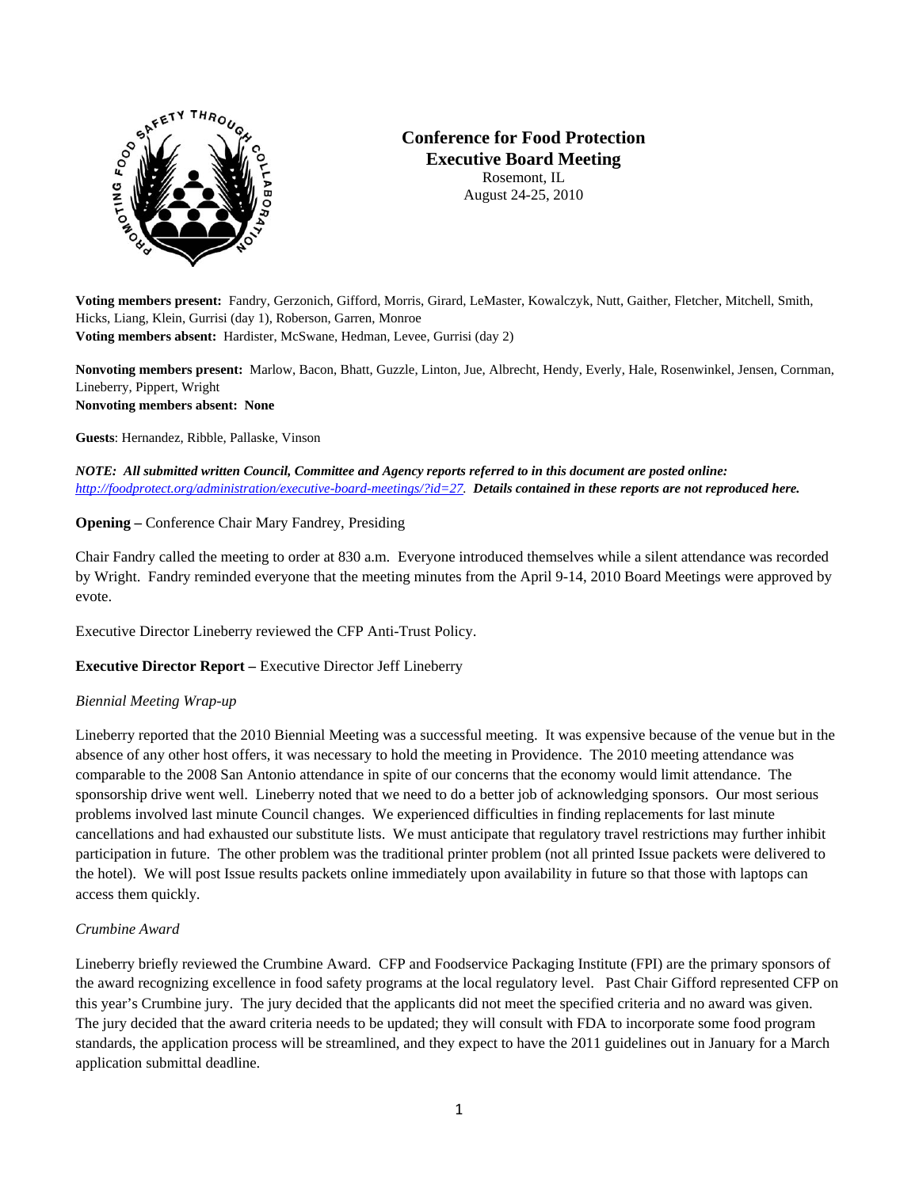# Conference for Food Protection
## Executive Board Meeting
Rosemont, IL
August 24-25, 2010

**Voting members present:** Fandry, Gerzonich, Gifford, Morris, Girard, LeMaster, Kowalczyk, Nutt, Gaither, Fletcher, Mitchell, Smith, Hicks, Liang, Klein, Gurrisi (day 1), Roberson, Garren, Monroe
**Voting members absent:** Hardister, McSwane, Hedman, Levee, Gurrisi (day 2)

**Nonvoting members present:** Marlow, Bacon, Bhatt, Guzzle, Linton, Jue, Albrecht, Hendy, Everly, Hale, Rosenwinkel, Jensen, Cornman, Lineberry, Pippert, Wright
**Nonvoting members absent:** **None**

**Guests**: Hernandez, Ribble, Pallaske, Vinson

***NOTE: All submitted written Council, Committee and Agency reports referred to in this document are posted online:*** *http://foodprotect.org/administration/executive-board-meetings/?id=27*. ***Details contained in these reports are not reproduced here.***

**Opening –** Conference Chair Mary Fandrey, Presiding

Chair Fandry called the meeting to order at 830 a.m. Everyone introduced themselves while a silent attendance was recorded by Wright. Fandry reminded everyone that the meeting minutes from the April 9-14, 2010 Board Meetings were approved by evote.

Executive Director Lineberry reviewed the CFP Anti-Trust Policy.

**Executive Director Report –** Executive Director Jeff Lineberry

*Biennial Meeting Wrap-up*

Lineberry reported that the 2010 Biennial Meeting was a successful meeting. It was expensive because of the venue but in the absence of any other host offers, it was necessary to hold the meeting in Providence. The 2010 meeting attendance was comparable to the 2008 San Antonio attendance in spite of our concerns that the economy would limit attendance. The sponsorship drive went well. Lineberry noted that we need to do a better job of acknowledging sponsors. Our most serious problems involved last minute Council changes. We experienced difficulties in finding replacements for last minute cancellations and had exhausted our substitute lists. We must anticipate that regulatory travel restrictions may further inhibit participation in future. The other problem was the traditional printer problem (not all printed Issue packets were delivered to the hotel). We will post Issue results packets online immediately upon availability in future so that those with laptops can access them quickly.

*Crumbine Award*

Lineberry briefly reviewed the Crumbine Award. CFP and Foodservice Packaging Institute (FPI) are the primary sponsors of the award recognizing excellence in food safety programs at the local regulatory level. Past Chair Gifford represented CFP on this year's Crumbine jury. The jury decided that the applicants did not meet the specified criteria and no award was given. The jury decided that the award criteria needs to be updated; they will consult with FDA to incorporate some food program standards, the application process will be streamlined, and they expect to have the 2011 guidelines out in January for a March application submittal deadline.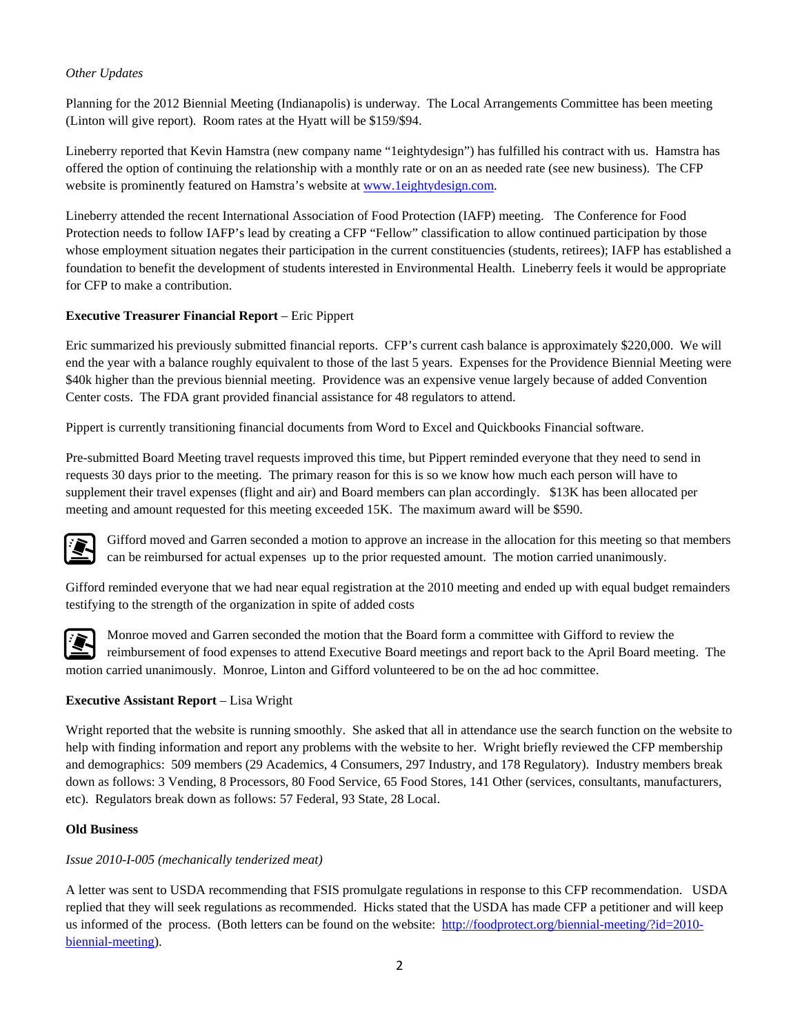*Other Updates*

Planning for the 2012 Biennial Meeting (Indianapolis) is underway. The Local Arrangements Committee has been meeting (Linton will give report). Room rates at the Hyatt will be $159/$94.

Lineberry reported that Kevin Hamstra (new company name "1eightydesign") has fulfilled his contract with us. Hamstra has offered the option of continuing the relationship with a monthly rate or on an as needed rate (see new business). The CFP website is prominently featured on Hamstra's website at [www.1eightydesign.com](http://www.1eightydesign.com).

Lineberry attended the recent International Association of Food Protection (IAFP) meeting. The Conference for Food Protection needs to follow IAFP's lead by creating a CFP "Fellow" classification to allow continued participation by those whose employment situation negates their participation in the current constituencies (students, retirees); IAFP has established a foundation to benefit the development of students interested in Environmental Health. Lineberry feels it would be appropriate for CFP to make a contribution.

**Executive Treasurer Financial Report** – Eric Pippert

Eric summarized his previously submitted financial reports. CFP's current cash balance is approximately $220,000. We will end the year with a balance roughly equivalent to those of the last 5 years. Expenses for the Providence Biennial Meeting were $40k higher than the previous biennial meeting. Providence was an expensive venue largely because of added Convention Center costs. The FDA grant provided financial assistance for 48 regulators to attend.

Pippert is currently transitioning financial documents from Word to Excel and Quickbooks Financial software.

Pre-submitted Board Meeting travel requests improved this time, but Pippert reminded everyone that they need to send in requests 30 days prior to the meeting. The primary reason for this is so we know how much each person will have to supplement their travel expenses (flight and air) and Board members can plan accordingly. $13K has been allocated per meeting and amount requested for this meeting exceeded 15K. The maximum award will be $590.

Gifford moved and Garren seconded a motion to approve an increase in the allocation for this meeting so that members can be reimbursed for actual expenses up to the prior requested amount. The motion carried unanimously.

Gifford reminded everyone that we had near equal registration at the 2010 meeting and ended up with equal budget remainders testifying to the strength of the organization in spite of added costs

Monroe moved and Garren seconded the motion that the Board form a committee with Gifford to review the reimbursement of food expenses to attend Executive Board meetings and report back to the April Board meeting. The motion carried unanimously. Monroe, Linton and Gifford volunteered to be on the ad hoc committee.

**Executive Assistant Report** – Lisa Wright

Wright reported that the website is running smoothly. She asked that all in attendance use the search function on the website to help with finding information and report any problems with the website to her. Wright briefly reviewed the CFP membership and demographics: 509 members (29 Academics, 4 Consumers, 297 Industry, and 178 Regulatory). Industry members break down as follows: 3 Vending, 8 Processors, 80 Food Service, 65 Food Stores, 141 Other (services, consultants, manufacturers, etc). Regulators break down as follows: 57 Federal, 93 State, 28 Local.

**Old Business**

*Issue 2010-I-005 (mechanically tenderized meat)*

A letter was sent to USDA recommending that FSIS promulgate regulations in response to this CFP recommendation. USDA replied that they will seek regulations as recommended. Hicks stated that the USDA has made CFP a petitioner and will keep us informed of the process. (Both letters can be found on the website: [http://foodprotect.org/biennial-meeting/?id=2010-biennial-meeting](http://foodprotect.org/biennial-meeting/?id=2010-biennial-meeting)).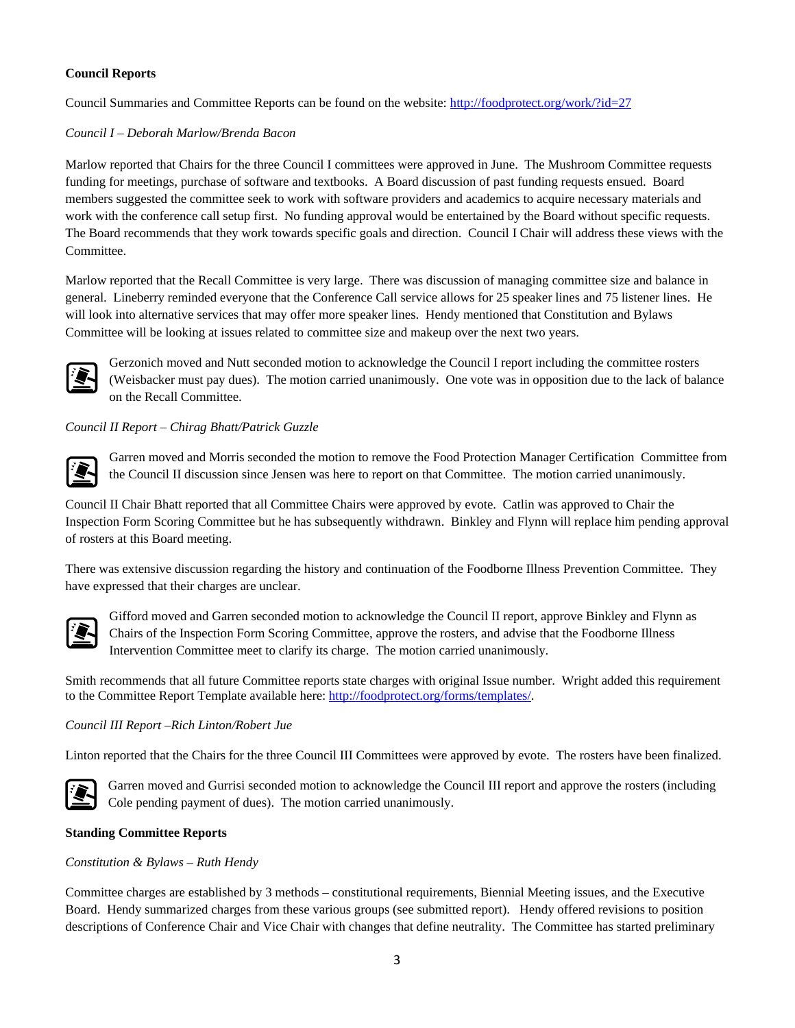**Council Reports**

Council Summaries and Committee Reports can be found on the website: http://foodprotect.org/work/?id=27

*Council I – Deborah Marlow/Brenda Bacon*

Marlow reported that Chairs for the three Council I committees were approved in June. The Mushroom Committee requests funding for meetings, purchase of software and textbooks. A Board discussion of past funding requests ensued. Board members suggested the committee seek to work with software providers and academics to acquire necessary materials and work with the conference call setup first. No funding approval would be entertained by the Board without specific requests. The Board recommends that they work towards specific goals and direction. Council I Chair will address these views with the Committee.

Marlow reported that the Recall Committee is very large. There was discussion of managing committee size and balance in general. Lineberry reminded everyone that the Conference Call service allows for 25 speaker lines and 75 listener lines. He will look into alternative services that may offer more speaker lines. Hendy mentioned that Constitution and Bylaws Committee will be looking at issues related to committee size and makeup over the next two years.

Gerzonich moved and Nutt seconded motion to acknowledge the Council I report including the committee rosters (Weisbacker must pay dues). The motion carried unanimously. One vote was in opposition due to the lack of balance on the Recall Committee.

*Council II Report – Chirag Bhatt/Patrick Guzzle*

Garren moved and Morris seconded the motion to remove the Food Protection Manager Certification Committee from the Council II discussion since Jensen was here to report on that Committee. The motion carried unanimously.

Council II Chair Bhatt reported that all Committee Chairs were approved by evote. Catlin was approved to Chair the Inspection Form Scoring Committee but he has subsequently withdrawn. Binkley and Flynn will replace him pending approval of rosters at this Board meeting.

There was extensive discussion regarding the history and continuation of the Foodborne Illness Prevention Committee. They have expressed that their charges are unclear.

Gifford moved and Garren seconded motion to acknowledge the Council II report, approve Binkley and Flynn as Chairs of the Inspection Form Scoring Committee, approve the rosters, and advise that the Foodborne Illness Intervention Committee meet to clarify its charge. The motion carried unanimously.

Smith recommends that all future Committee reports state charges with original Issue number. Wright added this requirement to the Committee Report Template available here: http://foodprotect.org/forms/templates/.

*Council III Report –Rich Linton/Robert Jue*

Linton reported that the Chairs for the three Council III Committees were approved by evote. The rosters have been finalized.

Garren moved and Gurrisi seconded motion to acknowledge the Council III report and approve the rosters (including Cole pending payment of dues). The motion carried unanimously.

**Standing Committee Reports**

*Constitution & Bylaws – Ruth Hendy*

Committee charges are established by 3 methods – constitutional requirements, Biennial Meeting issues, and the Executive Board. Hendy summarized charges from these various groups (see submitted report). Hendy offered revisions to position descriptions of Conference Chair and Vice Chair with changes that define neutrality. The Committee has started preliminary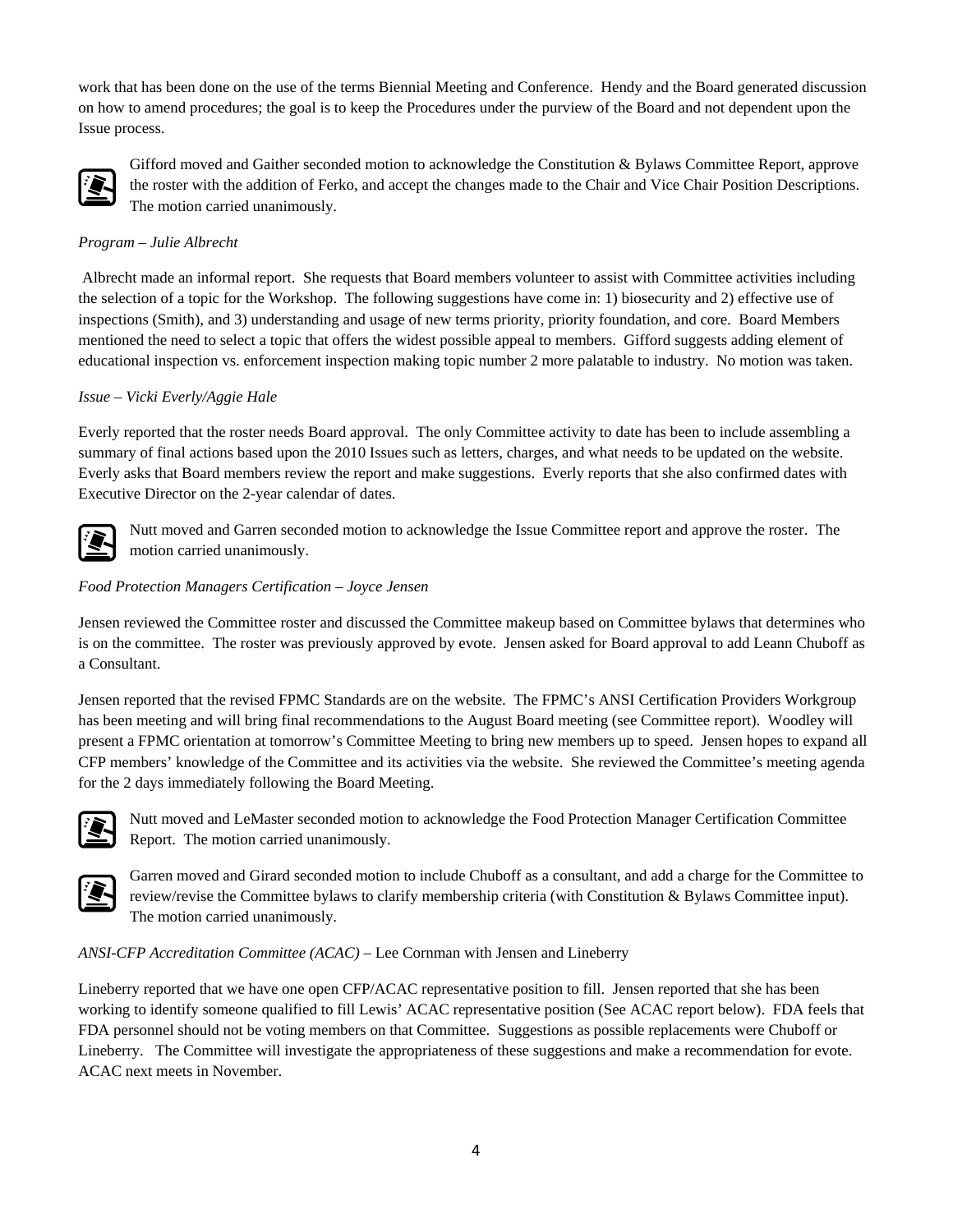work that has been done on the use of the terms Biennial Meeting and Conference. Hendy and the Board generated discussion on how to amend procedures; the goal is to keep the Procedures under the purview of the Board and not dependent upon the Issue process.

Gifford moved and Gaither seconded motion to acknowledge the Constitution & Bylaws Committee Report, approve the roster with the addition of Ferko, and accept the changes made to the Chair and Vice Chair Position Descriptions. The motion carried unanimously.

*Program – Julie Albrecht*

Albrecht made an informal report. She requests that Board members volunteer to assist with Committee activities including the selection of a topic for the Workshop. The following suggestions have come in: 1) biosecurity and 2) effective use of inspections (Smith), and 3) understanding and usage of new terms priority, priority foundation, and core. Board Members mentioned the need to select a topic that offers the widest possible appeal to members. Gifford suggests adding element of educational inspection vs. enforcement inspection making topic number 2 more palatable to industry. No motion was taken.

*Issue – Vicki Everly/Aggie Hale*

Everly reported that the roster needs Board approval. The only Committee activity to date has been to include assembling a summary of final actions based upon the 2010 Issues such as letters, charges, and what needs to be updated on the website. Everly asks that Board members review the report and make suggestions. Everly reports that she also confirmed dates with Executive Director on the 2-year calendar of dates.

Nutt moved and Garren seconded motion to acknowledge the Issue Committee report and approve the roster. The motion carried unanimously.

*Food Protection Managers Certification – Joyce Jensen*

Jensen reviewed the Committee roster and discussed the Committee makeup based on Committee bylaws that determines who is on the committee. The roster was previously approved by evote. Jensen asked for Board approval to add Leann Chuboff as a Consultant.

Jensen reported that the revised FPMC Standards are on the website. The FPMC's ANSI Certification Providers Workgroup has been meeting and will bring final recommendations to the August Board meeting (see Committee report). Woodley will present a FPMC orientation at tomorrow's Committee Meeting to bring new members up to speed. Jensen hopes to expand all CFP members' knowledge of the Committee and its activities via the website. She reviewed the Committee's meeting agenda for the 2 days immediately following the Board Meeting.

Nutt moved and LeMaster seconded motion to acknowledge the Food Protection Manager Certification Committee Report. The motion carried unanimously.

Garren moved and Girard seconded motion to include Chuboff as a consultant, and add a charge for the Committee to review/revise the Committee bylaws to clarify membership criteria (with Constitution & Bylaws Committee input). The motion carried unanimously.

*ANSI-CFP Accreditation Committee (ACAC)* – Lee Cornman with Jensen and Lineberry

Lineberry reported that we have one open CFP/ACAC representative position to fill. Jensen reported that she has been working to identify someone qualified to fill Lewis' ACAC representative position (See ACAC report below). FDA feels that FDA personnel should not be voting members on that Committee. Suggestions as possible replacements were Chuboff or Lineberry. The Committee will investigate the appropriateness of these suggestions and make a recommendation for evote. ACAC next meets in November.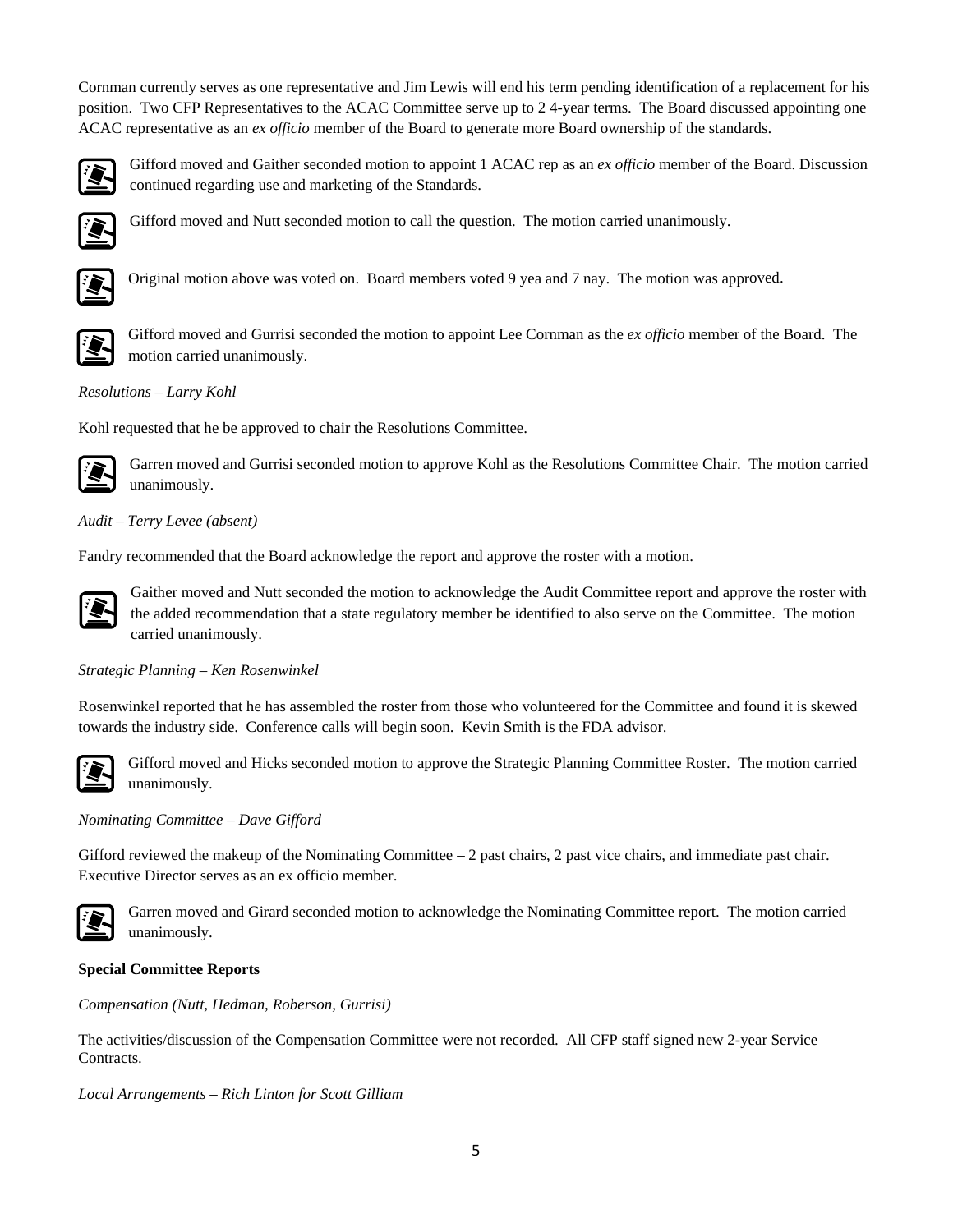Cornman currently serves as one representative and Jim Lewis will end his term pending identification of a replacement for his position. Two CFP Representatives to the ACAC Committee serve up to 2 4-year terms. The Board discussed appointing one ACAC representative as an *ex officio* member of the Board to generate more Board ownership of the standards.

Gifford moved and Gaither seconded motion to appoint 1 ACAC rep as an *ex officio* member of the Board. Discussion continued regarding use and marketing of the Standards.

Gifford moved and Nutt seconded motion to call the question. The motion carried unanimously.

Original motion above was voted on. Board members voted 9 yea and 7 nay. The motion was approved.

Gifford moved and Gurrisi seconded the motion to appoint Lee Cornman as the *ex officio* member of the Board. The motion carried unanimously.

*Resolutions – Larry Kohl*

Kohl requested that he be approved to chair the Resolutions Committee.

Garren moved and Gurrisi seconded motion to approve Kohl as the Resolutions Committee Chair. The motion carried unanimously.

*Audit – Terry Levee (absent)*

Fandry recommended that the Board acknowledge the report and approve the roster with a motion.

Gaither moved and Nutt seconded the motion to acknowledge the Audit Committee report and approve the roster with the added recommendation that a state regulatory member be identified to also serve on the Committee. The motion carried unanimously.

*Strategic Planning – Ken Rosenwinkel*

Rosenwinkel reported that he has assembled the roster from those who volunteered for the Committee and found it is skewed towards the industry side. Conference calls will begin soon. Kevin Smith is the FDA advisor.

Gifford moved and Hicks seconded motion to approve the Strategic Planning Committee Roster. The motion carried unanimously.

*Nominating Committee – Dave Gifford*

Gifford reviewed the makeup of the Nominating Committee – 2 past chairs, 2 past vice chairs, and immediate past chair. Executive Director serves as an ex officio member.

Garren moved and Girard seconded motion to acknowledge the Nominating Committee report. The motion carried unanimously.

**Special Committee Reports**

*Compensation (Nutt, Hedman, Roberson, Gurrisi)*

The activities/discussion of the Compensation Committee were not recorded. All CFP staff signed new 2-year Service Contracts.

*Local Arrangements – Rich Linton for Scott Gilliam*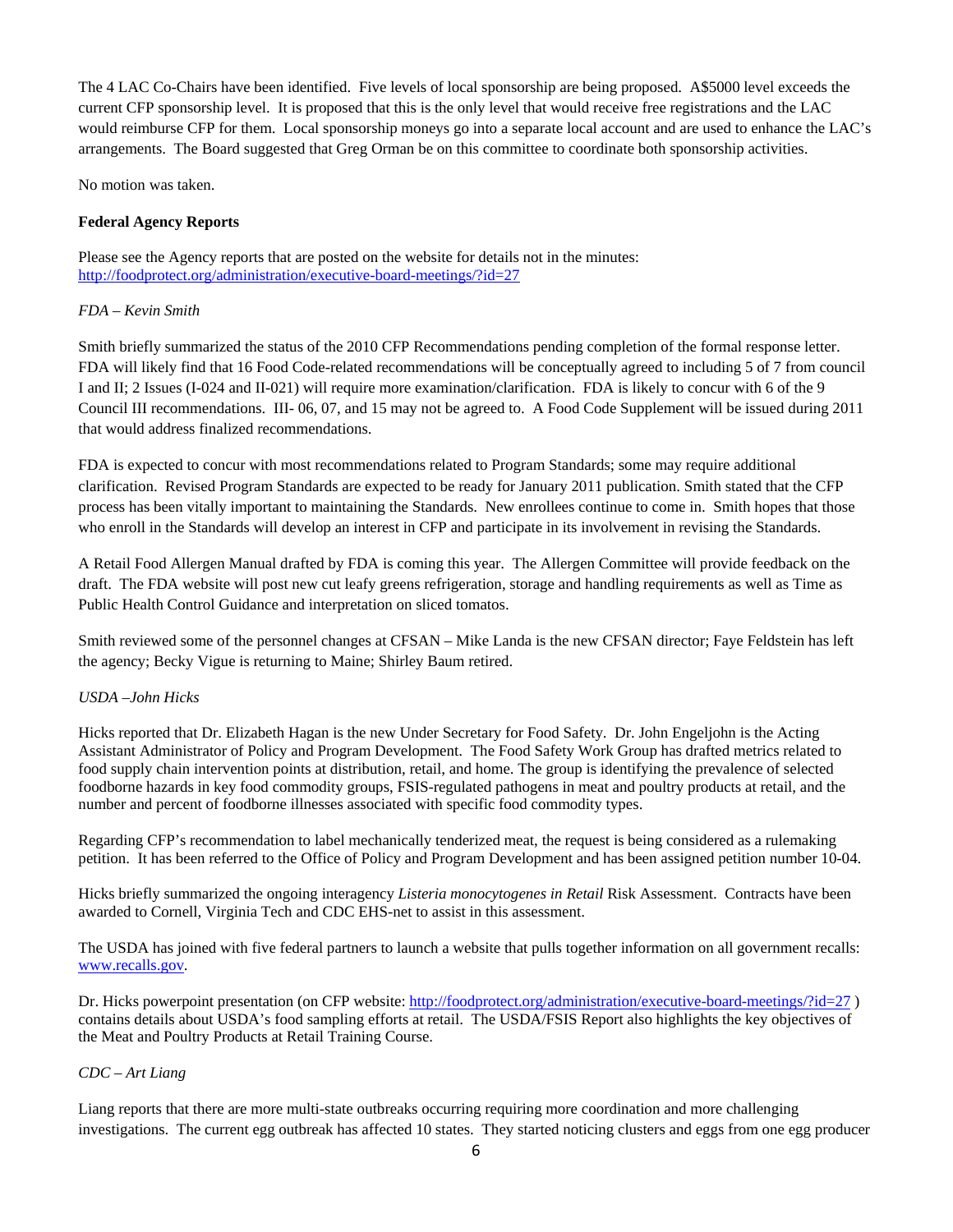The 4 LAC Co-Chairs have been identified. Five levels of local sponsorship are being proposed. A$5000 level exceeds the current CFP sponsorship level. It is proposed that this is the only level that would receive free registrations and the LAC would reimburse CFP for them. Local sponsorship moneys go into a separate local account and are used to enhance the LAC's arrangements. The Board suggested that Greg Orman be on this committee to coordinate both sponsorship activities.

No motion was taken.

**Federal Agency Reports**

Please see the Agency reports that are posted on the website for details not in the minutes: http://foodprotect.org/administration/executive-board-meetings/?id=27

*FDA – Kevin Smith*

Smith briefly summarized the status of the 2010 CFP Recommendations pending completion of the formal response letter. FDA will likely find that 16 Food Code-related recommendations will be conceptually agreed to including 5 of 7 from council I and II; 2 Issues (I-024 and II-021) will require more examination/clarification. FDA is likely to concur with 6 of the 9 Council III recommendations. III- 06, 07, and 15 may not be agreed to. A Food Code Supplement will be issued during 2011 that would address finalized recommendations.

FDA is expected to concur with most recommendations related to Program Standards; some may require additional clarification. Revised Program Standards are expected to be ready for January 2011 publication. Smith stated that the CFP process has been vitally important to maintaining the Standards. New enrollees continue to come in. Smith hopes that those who enroll in the Standards will develop an interest in CFP and participate in its involvement in revising the Standards.

A Retail Food Allergen Manual drafted by FDA is coming this year. The Allergen Committee will provide feedback on the draft. The FDA website will post new cut leafy greens refrigeration, storage and handling requirements as well as Time as Public Health Control Guidance and interpretation on sliced tomatos.

Smith reviewed some of the personnel changes at CFSAN – Mike Landa is the new CFSAN director; Faye Feldstein has left the agency; Becky Vigue is returning to Maine; Shirley Baum retired.

*USDA –John Hicks*

Hicks reported that Dr. Elizabeth Hagan is the new Under Secretary for Food Safety. Dr. John Engeljohn is the Acting Assistant Administrator of Policy and Program Development. The Food Safety Work Group has drafted metrics related to food supply chain intervention points at distribution, retail, and home. The group is identifying the prevalence of selected foodborne hazards in key food commodity groups, FSIS-regulated pathogens in meat and poultry products at retail, and the number and percent of foodborne illnesses associated with specific food commodity types.

Regarding CFP's recommendation to label mechanically tenderized meat, the request is being considered as a rulemaking petition. It has been referred to the Office of Policy and Program Development and has been assigned petition number 10-04.

Hicks briefly summarized the ongoing interagency *Listeria monocytogenes in Retail* Risk Assessment. Contracts have been awarded to Cornell, Virginia Tech and CDC EHS-net to assist in this assessment.

The USDA has joined with five federal partners to launch a website that pulls together information on all government recalls: www.recalls.gov.

Dr. Hicks powerpoint presentation (on CFP website: http://foodprotect.org/administration/executive-board-meetings/?id=27 ) contains details about USDA's food sampling efforts at retail. The USDA/FSIS Report also highlights the key objectives of the Meat and Poultry Products at Retail Training Course.

*CDC – Art Liang*

Liang reports that there are more multi-state outbreaks occurring requiring more coordination and more challenging investigations. The current egg outbreak has affected 10 states. They started noticing clusters and eggs from one egg producer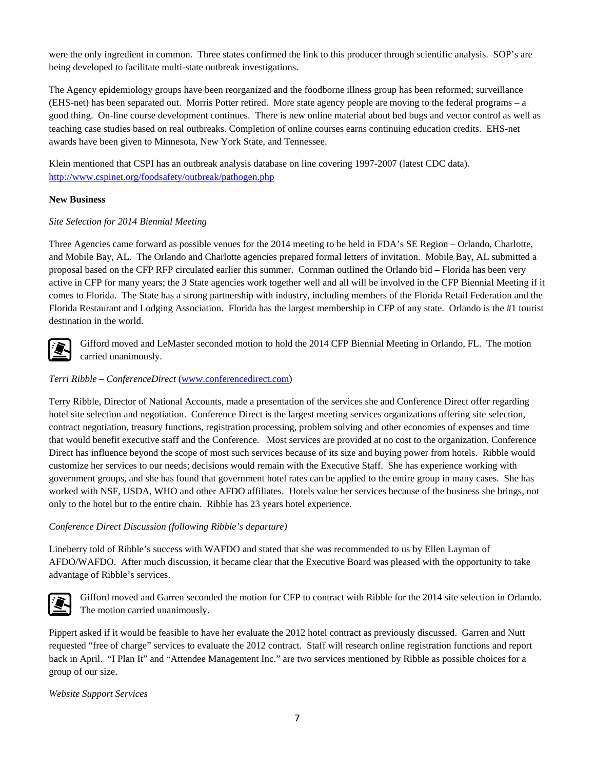were the only ingredient in common. Three states confirmed the link to this producer through scientific analysis. SOP's are being developed to facilitate multi-state outbreak investigations.

The Agency epidemiology groups have been reorganized and the foodborne illness group has been reformed; surveillance (EHS-net) has been separated out. Morris Potter retired. More state agency people are moving to the federal programs – a good thing. On-line course development continues. There is new online material about bed bugs and vector control as well as teaching case studies based on real outbreaks. Completion of online courses earns continuing education credits. EHS-net awards have been given to Minnesota, New York State, and Tennessee.

Klein mentioned that CSPI has an outbreak analysis database on line covering 1997-2007 (latest CDC data). http://www.cspinet.org/foodsafety/outbreak/pathogen.php

**New Business**

*Site Selection for 2014 Biennial Meeting*

Three Agencies came forward as possible venues for the 2014 meeting to be held in FDA's SE Region – Orlando, Charlotte, and Mobile Bay, AL. The Orlando and Charlotte agencies prepared formal letters of invitation. Mobile Bay, AL submitted a proposal based on the CFP RFP circulated earlier this summer. Cornman outlined the Orlando bid – Florida has been very active in CFP for many years; the 3 State agencies work together well and all will be involved in the CFP Biennial Meeting if it comes to Florida. The State has a strong partnership with industry, including members of the Florida Retail Federation and the Florida Restaurant and Lodging Association. Florida has the largest membership in CFP of any state. Orlando is the #1 tourist destination in the world.

Gifford moved and LeMaster seconded motion to hold the 2014 CFP Biennial Meeting in Orlando, FL. The motion carried unanimously.

*Terri Ribble – ConferenceDirect* (www.conferencedirect.com)

Terry Ribble, Director of National Accounts, made a presentation of the services she and Conference Direct offer regarding hotel site selection and negotiation. Conference Direct is the largest meeting services organizations offering site selection, contract negotiation, treasury functions, registration processing, problem solving and other economies of expenses and time that would benefit executive staff and the Conference. Most services are provided at no cost to the organization. Conference Direct has influence beyond the scope of most such services because of its size and buying power from hotels. Ribble would customize her services to our needs; decisions would remain with the Executive Staff. She has experience working with government groups, and she has found that government hotel rates can be applied to the entire group in many cases. She has worked with NSF, USDA, WHO and other AFDO affiliates. Hotels value her services because of the business she brings, not only to the hotel but to the entire chain. Ribble has 23 years hotel experience.

*Conference Direct Discussion (following Ribble's departure)*

Lineberry told of Ribble's success with WAFDO and stated that she was recommended to us by Ellen Layman of AFDO/WAFDO. After much discussion, it became clear that the Executive Board was pleased with the opportunity to take advantage of Ribble's services.

Gifford moved and Garren seconded the motion for CFP to contract with Ribble for the 2014 site selection in Orlando. The motion carried unanimously.

Pippert asked if it would be feasible to have her evaluate the 2012 hotel contract as previously discussed. Garren and Nutt requested "free of charge" services to evaluate the 2012 contract. Staff will research online registration functions and report back in April. "I Plan It" and "Attendee Management Inc." are two services mentioned by Ribble as possible choices for a group of our size.

*Website Support Services*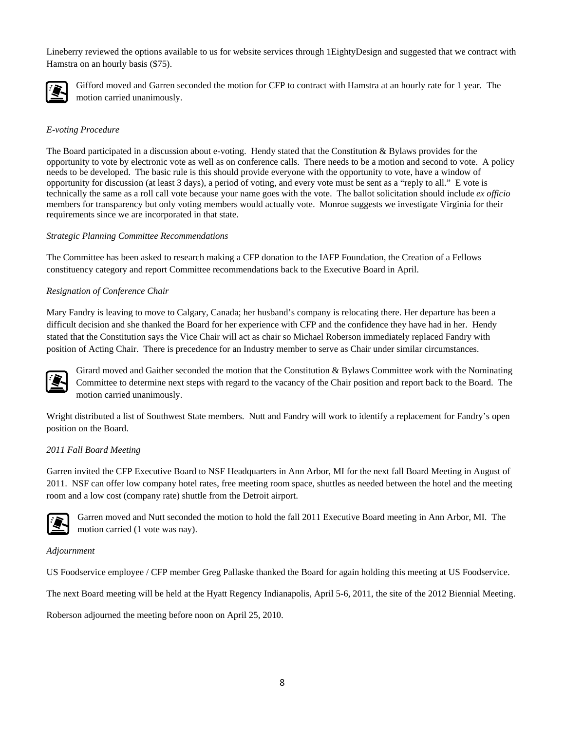Lineberry reviewed the options available to us for website services through 1EightyDesign and suggested that we contract with Hamstra on an hourly basis ($75).

Gifford moved and Garren seconded the motion for CFP to contract with Hamstra at an hourly rate for 1 year. The motion carried unanimously.

*E-voting Procedure*

The Board participated in a discussion about e-voting. Hendy stated that the Constitution & Bylaws provides for the opportunity to vote by electronic vote as well as on conference calls. There needs to be a motion and second to vote. A policy needs to be developed. The basic rule is this should provide everyone with the opportunity to vote, have a window of opportunity for discussion (at least 3 days), a period of voting, and every vote must be sent as a "reply to all." E vote is technically the same as a roll call vote because your name goes with the vote. The ballot solicitation should include *ex officio* members for transparency but only voting members would actually vote. Monroe suggests we investigate Virginia for their requirements since we are incorporated in that state.

*Strategic Planning Committee Recommendations*

The Committee has been asked to research making a CFP donation to the IAFP Foundation, the Creation of a Fellows constituency category and report Committee recommendations back to the Executive Board in April.

*Resignation of Conference Chair*

Mary Fandry is leaving to move to Calgary, Canada; her husband's company is relocating there. Her departure has been a difficult decision and she thanked the Board for her experience with CFP and the confidence they have had in her. Hendy stated that the Constitution says the Vice Chair will act as chair so Michael Roberson immediately replaced Fandry with position of Acting Chair. There is precedence for an Industry member to serve as Chair under similar circumstances.

Girard moved and Gaither seconded the motion that the Constitution & Bylaws Committee work with the Nominating Committee to determine next steps with regard to the vacancy of the Chair position and report back to the Board. The motion carried unanimously.

Wright distributed a list of Southwest State members. Nutt and Fandry will work to identify a replacement for Fandry's open position on the Board.

*2011 Fall Board Meeting*

Garren invited the CFP Executive Board to NSF Headquarters in Ann Arbor, MI for the next fall Board Meeting in August of 2011. NSF can offer low company hotel rates, free meeting room space, shuttles as needed between the hotel and the meeting room and a low cost (company rate) shuttle from the Detroit airport.

Garren moved and Nutt seconded the motion to hold the fall 2011 Executive Board meeting in Ann Arbor, MI. The motion carried (1 vote was nay).

*Adjournment*

US Foodservice employee / CFP member Greg Pallaske thanked the Board for again holding this meeting at US Foodservice.

The next Board meeting will be held at the Hyatt Regency Indianapolis, April 5-6, 2011, the site of the 2012 Biennial Meeting.

Roberson adjourned the meeting before noon on April 25, 2010.